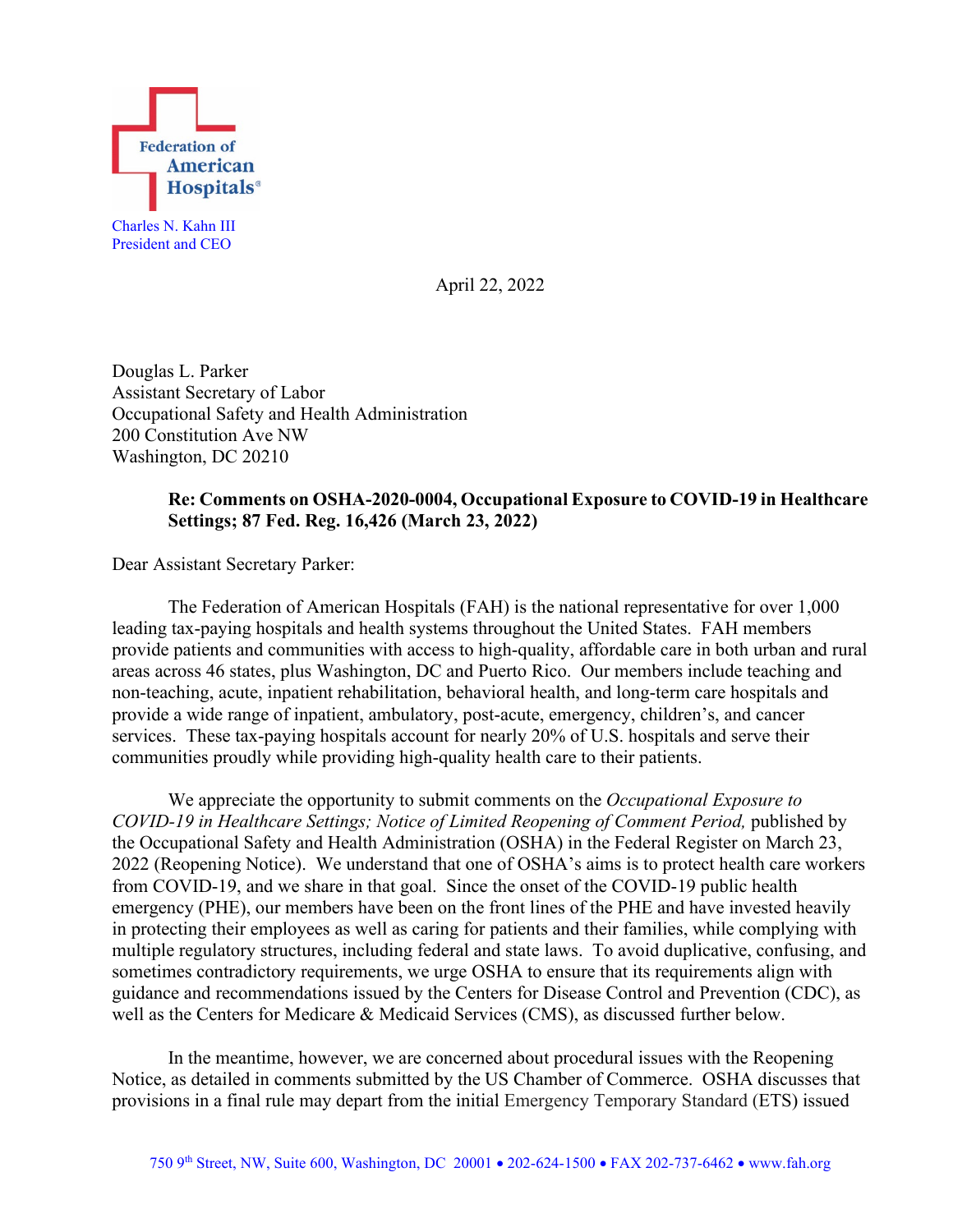Federation of American Hospitals®

Charles N. Kahn III
President and CEO

April 22, 2022

Douglas L. Parker
Assistant Secretary of Labor
Occupational Safety and Health Administration
200 Constitution Ave NW
Washington, DC 20210

**Re: Comments on OSHA-2020-0004, Occupational Exposure to COVID-19 in Healthcare Settings; 87 Fed. Reg. 16,426 (March 23, 2022)**

Dear Assistant Secretary Parker:

The Federation of American Hospitals (FAH) is the national representative for over 1,000 leading tax-paying hospitals and health systems throughout the United States. FAH members provide patients and communities with access to high-quality, affordable care in both urban and rural areas across 46 states, plus Washington, DC and Puerto Rico. Our members include teaching and non-teaching, acute, inpatient rehabilitation, behavioral health, and long-term care hospitals and provide a wide range of inpatient, ambulatory, post-acute, emergency, children's, and cancer services. These tax-paying hospitals account for nearly 20% of U.S. hospitals and serve their communities proudly while providing high-quality health care to their patients.

We appreciate the opportunity to submit comments on the *Occupational Exposure to COVID-19 in Healthcare Settings; Notice of Limited Reopening of Comment Period,* published by the Occupational Safety and Health Administration (OSHA) in the Federal Register on March 23, 2022 (Reopening Notice). We understand that one of OSHA's aims is to protect health care workers from COVID-19, and we share in that goal. Since the onset of the COVID-19 public health emergency (PHE), our members have been on the front lines of the PHE and have invested heavily in protecting their employees as well as caring for patients and their families, while complying with multiple regulatory structures, including federal and state laws. To avoid duplicative, confusing, and sometimes contradictory requirements, we urge OSHA to ensure that its requirements align with guidance and recommendations issued by the Centers for Disease Control and Prevention (CDC), as well as the Centers for Medicare & Medicaid Services (CMS), as discussed further below.

In the meantime, however, we are concerned about procedural issues with the Reopening Notice, as detailed in comments submitted by the US Chamber of Commerce. OSHA discusses that provisions in a final rule may depart from the initial Emergency Temporary Standard (ETS) issued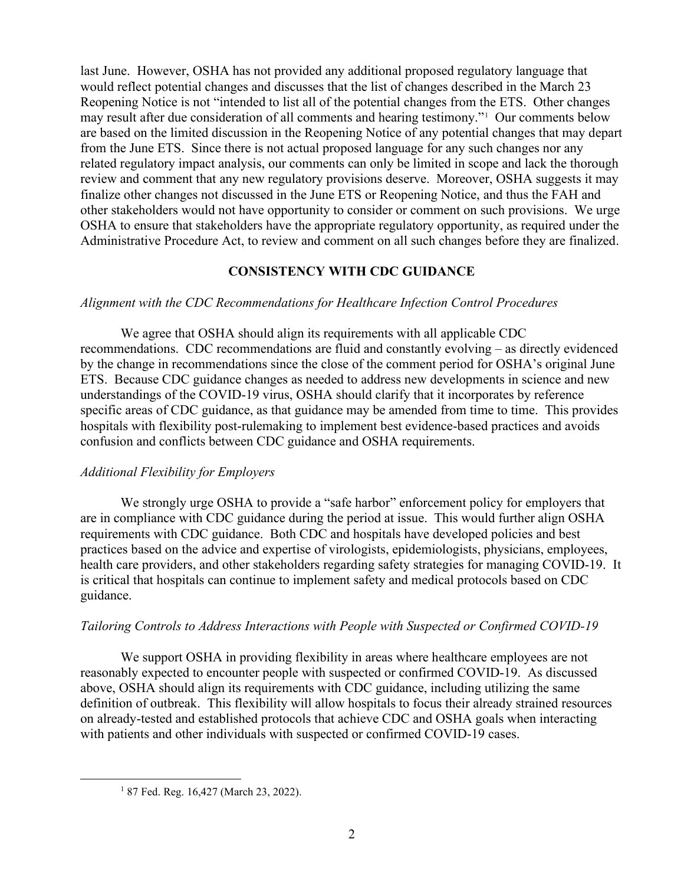last June. However, OSHA has not provided any additional proposed regulatory language that would reflect potential changes and discusses that the list of changes described in the March 23 Reopening Notice is not "intended to list all of the potential changes from the ETS. Other changes may result after due consideration of all comments and hearing testimony."[1] Our comments below are based on the limited discussion in the Reopening Notice of any potential changes that may depart from the June ETS. Since there is not actual proposed language for any such changes nor any related regulatory impact analysis, our comments can only be limited in scope and lack the thorough review and comment that any new regulatory provisions deserve. Moreover, OSHA suggests it may finalize other changes not discussed in the June ETS or Reopening Notice, and thus the FAH and other stakeholders would not have opportunity to consider or comment on such provisions. We urge OSHA to ensure that stakeholders have the appropriate regulatory opportunity, as required under the Administrative Procedure Act, to review and comment on all such changes before they are finalized.

## CONSISTENCY WITH CDC GUIDANCE

*Alignment with the CDC Recommendations for Healthcare Infection Control Procedures*

We agree that OSHA should align its requirements with all applicable CDC recommendations. CDC recommendations are fluid and constantly evolving – as directly evidenced by the change in recommendations since the close of the comment period for OSHA's original June ETS. Because CDC guidance changes as needed to address new developments in science and new understandings of the COVID-19 virus, OSHA should clarify that it incorporates by reference specific areas of CDC guidance, as that guidance may be amended from time to time. This provides hospitals with flexibility post-rulemaking to implement best evidence-based practices and avoids confusion and conflicts between CDC guidance and OSHA requirements.

*Additional Flexibility for Employers*

We strongly urge OSHA to provide a "safe harbor" enforcement policy for employers that are in compliance with CDC guidance during the period at issue. This would further align OSHA requirements with CDC guidance. Both CDC and hospitals have developed policies and best practices based on the advice and expertise of virologists, epidemiologists, physicians, employees, health care providers, and other stakeholders regarding safety strategies for managing COVID-19. It is critical that hospitals can continue to implement safety and medical protocols based on CDC guidance.

*Tailoring Controls to Address Interactions with People with Suspected or Confirmed COVID-19*

We support OSHA in providing flexibility in areas where healthcare employees are not reasonably expected to encounter people with suspected or confirmed COVID-19. As discussed above, OSHA should align its requirements with CDC guidance, including utilizing the same definition of outbreak. This flexibility will allow hospitals to focus their already strained resources on already-tested and established protocols that achieve CDC and OSHA goals when interacting with patients and other individuals with suspected or confirmed COVID-19 cases.

[1] 87 Fed. Reg. 16,427 (March 23, 2022).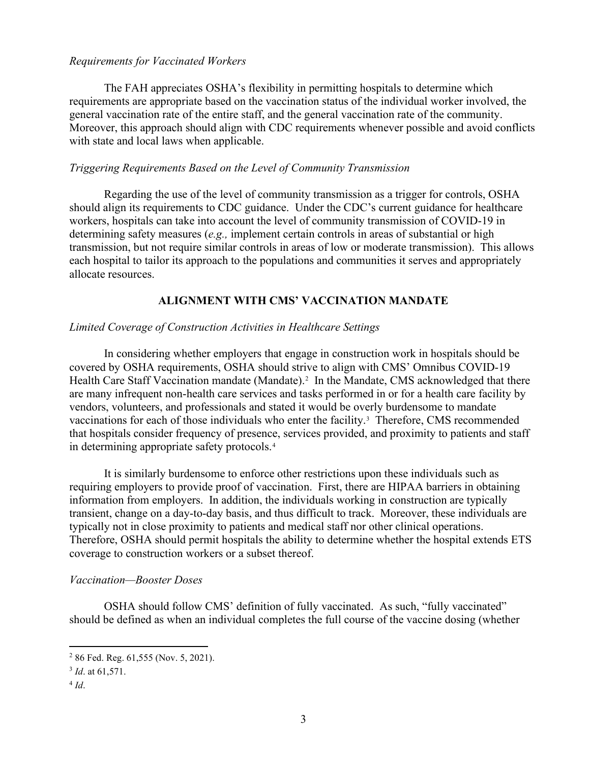*Requirements for Vaccinated Workers*

The FAH appreciates OSHA's flexibility in permitting hospitals to determine which requirements are appropriate based on the vaccination status of the individual worker involved, the general vaccination rate of the entire staff, and the general vaccination rate of the community. Moreover, this approach should align with CDC requirements whenever possible and avoid conflicts with state and local laws when applicable.

*Triggering Requirements Based on the Level of Community Transmission*

Regarding the use of the level of community transmission as a trigger for controls, OSHA should align its requirements to CDC guidance. Under the CDC's current guidance for healthcare workers, hospitals can take into account the level of community transmission of COVID-19 in determining safety measures (*e.g.,* implement certain controls in areas of substantial or high transmission, but not require similar controls in areas of low or moderate transmission). This allows each hospital to tailor its approach to the populations and communities it serves and appropriately allocate resources.

## ALIGNMENT WITH CMS' VACCINATION MANDATE

*Limited Coverage of Construction Activities in Healthcare Settings*

In considering whether employers that engage in construction work in hospitals should be covered by OSHA requirements, OSHA should strive to align with CMS' Omnibus COVID-19 Health Care Staff Vaccination mandate (Mandate).[2] In the Mandate, CMS acknowledged that there are many infrequent non-health care services and tasks performed in or for a health care facility by vendors, volunteers, and professionals and stated it would be overly burdensome to mandate vaccinations for each of those individuals who enter the facility.[3] Therefore, CMS recommended that hospitals consider frequency of presence, services provided, and proximity to patients and staff in determining appropriate safety protocols.[4]

It is similarly burdensome to enforce other restrictions upon these individuals such as requiring employers to provide proof of vaccination. First, there are HIPAA barriers in obtaining information from employers. In addition, the individuals working in construction are typically transient, change on a day-to-day basis, and thus difficult to track. Moreover, these individuals are typically not in close proximity to patients and medical staff nor other clinical operations. Therefore, OSHA should permit hospitals the ability to determine whether the hospital extends ETS coverage to construction workers or a subset thereof.

*Vaccination—Booster Doses*

OSHA should follow CMS' definition of fully vaccinated. As such, "fully vaccinated" should be defined as when an individual completes the full course of the vaccine dosing (whether

---

[2] 86 Fed. Reg. 61,555 (Nov. 5, 2021).

[3] *Id*. at 61,571.

[4] *Id*.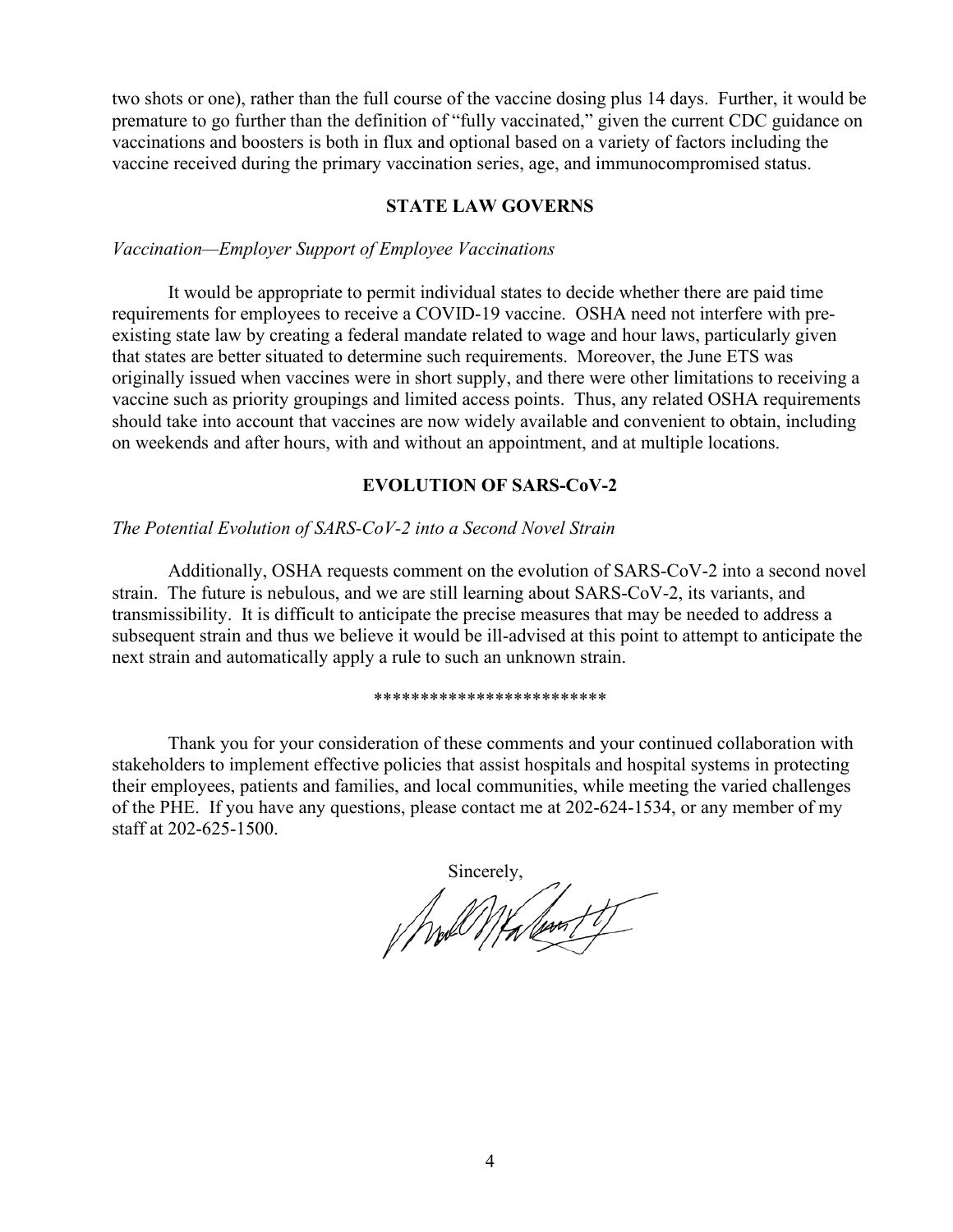two shots or one), rather than the full course of the vaccine dosing plus 14 days. Further, it would be premature to go further than the definition of "fully vaccinated," given the current CDC guidance on vaccinations and boosters is both in flux and optional based on a variety of factors including the vaccine received during the primary vaccination series, age, and immunocompromised status.

## STATE LAW GOVERNS

*Vaccination—Employer Support of Employee Vaccinations*

It would be appropriate to permit individual states to decide whether there are paid time requirements for employees to receive a COVID-19 vaccine. OSHA need not interfere with pre-existing state law by creating a federal mandate related to wage and hour laws, particularly given that states are better situated to determine such requirements. Moreover, the June ETS was originally issued when vaccines were in short supply, and there were other limitations to receiving a vaccine such as priority groupings and limited access points. Thus, any related OSHA requirements should take into account that vaccines are now widely available and convenient to obtain, including on weekends and after hours, with and without an appointment, and at multiple locations.

## EVOLUTION OF SARS-CoV-2

*The Potential Evolution of SARS-CoV-2 into a Second Novel Strain*

Additionally, OSHA requests comment on the evolution of SARS-CoV-2 into a second novel strain. The future is nebulous, and we are still learning about SARS-CoV-2, its variants, and transmissibility. It is difficult to anticipate the precise measures that may be needed to address a subsequent strain and thus we believe it would be ill-advised at this point to attempt to anticipate the next strain and automatically apply a rule to such an unknown strain.

*************************

Thank you for your consideration of these comments and your continued collaboration with stakeholders to implement effective policies that assist hospitals and hospital systems in protecting their employees, patients and families, and local communities, while meeting the varied challenges of the PHE. If you have any questions, please contact me at 202-624-1534, or any member of my staff at 202-625-1500.

Sincerely,